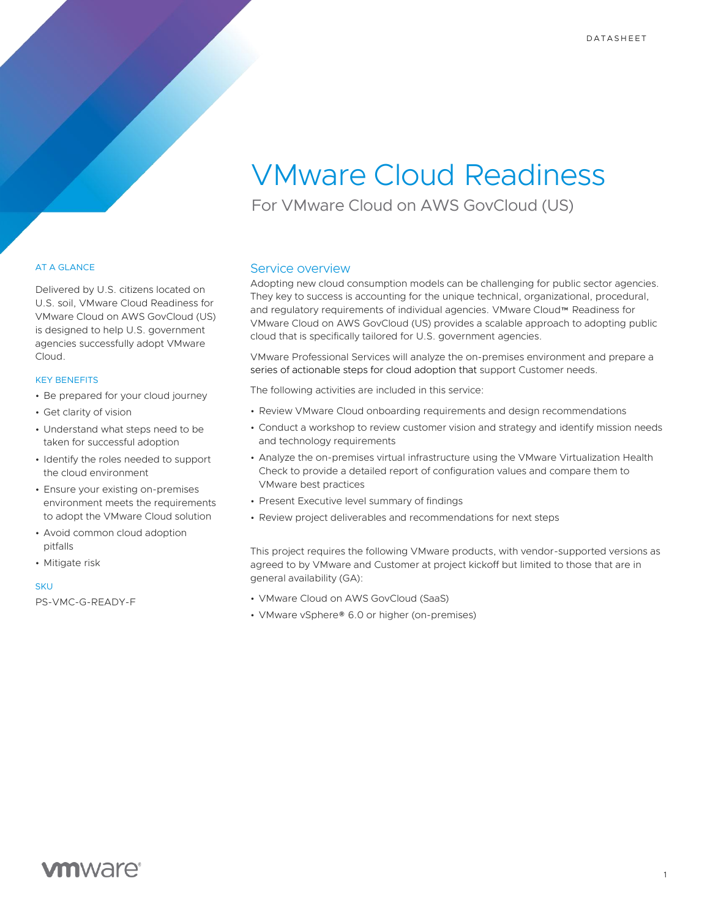DATASHEET

# VMware Cloud Readiness

## For VMware Cloud on AWS GovCloud (US)

### AT A GLANCE

Delivered by U.S. citizens located on U.S. soil, VMware Cloud Readiness for VMware Cloud on AWS GovCloud (US) is designed to help U.S. government agencies successfully adopt VMware Cloud.

### KEY BENEFITS

- Be prepared for your cloud journey
- Get clarity of vision
- Understand what steps need to be taken for successful adoption
- Identify the roles needed to support the cloud environment
- Ensure your existing on-premises environment meets the requirements to adopt the VMware Cloud solution
- Avoid common cloud adoption pitfalls
- Mitigate risk

### SKU

PS-VMC-G-READY-F

## Service overview

Adopting new cloud consumption models can be challenging for public sector agencies. They key to success is accounting for the unique technical, organizational, procedural, and regulatory requirements of individual agencies. VMware Cloud™ Readiness for VMware Cloud on AWS GovCloud (US) provides a scalable approach to adopting public cloud that is specifically tailored for U.S. government agencies.

VMware Professional Services will analyze the on-premises environment and prepare a series of actionable steps for cloud adoption that support Customer needs.

The following activities are included in this service:

- Review VMware Cloud onboarding requirements and design recommendations
- Conduct a workshop to review customer vision and strategy and identify mission needs and technology requirements
- Analyze the on-premises virtual infrastructure using the VMware Virtualization Health Check to provide a detailed report of configuration values and compare them to VMware best practices
- Present Executive level summary of findings
- Review project deliverables and recommendations for next steps

This project requires the following VMware products, with vendor-supported versions as agreed to by VMware and Customer at project kickoff but limited to those that are in general availability (GA):

- VMware Cloud on AWS GovCloud (SaaS)
- VMware vSphere® 6.0 or higher (on-premises)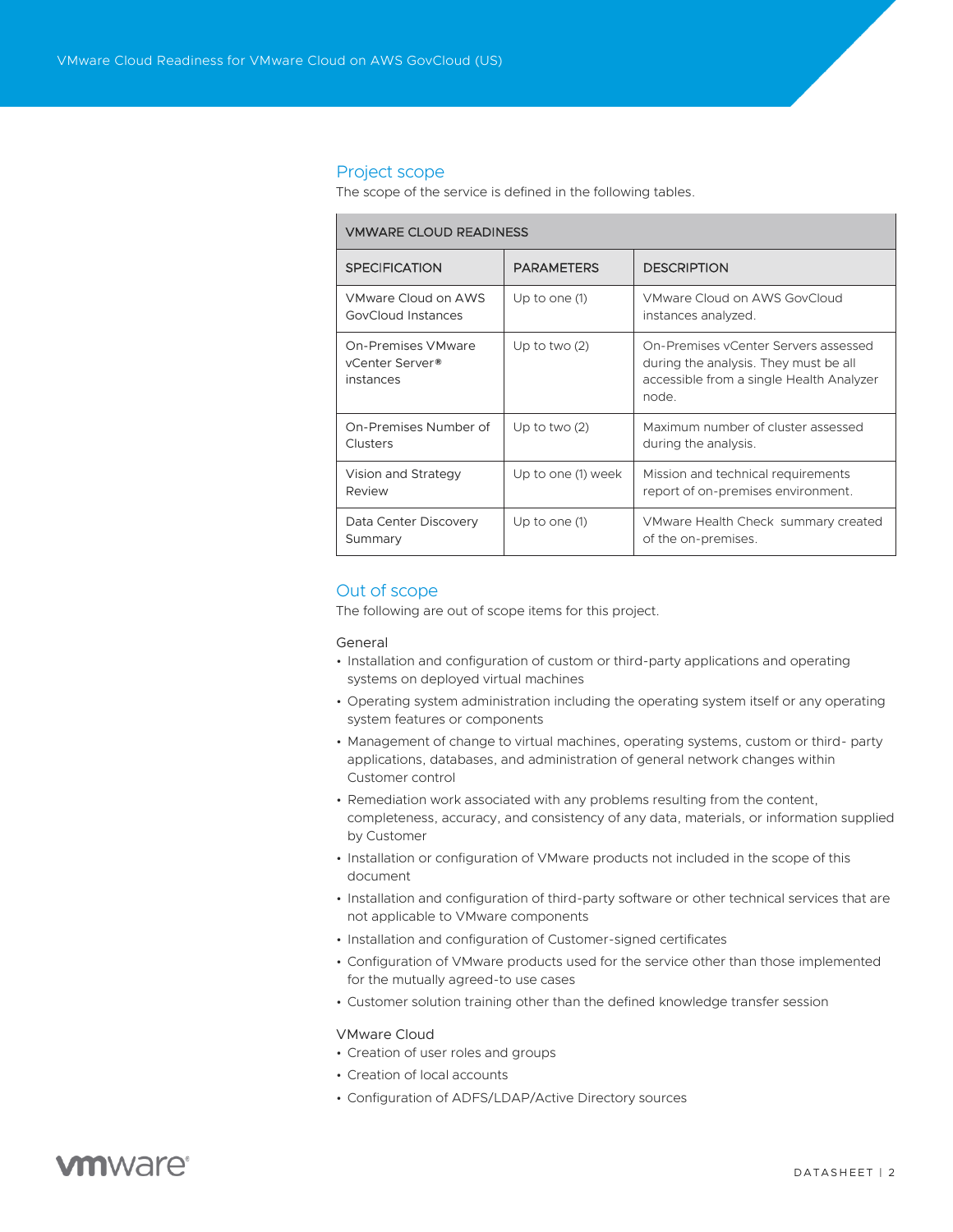## Project scope

The scope of the service is defined in the following tables.

| VMWARE CLOUD READINESS | | |
|---|---|---|
| SPECIFICATION | PARAMETERS | DESCRIPTION |
| VMware Cloud on AWS GovCloud Instances | Up to one (1) | VMware Cloud on AWS GovCloud instances analyzed. |
| On-Premises VMware vCenter Server® instances | Up to two (2) | On-Premises vCenter Servers assessed during the analysis. They must be all accessible from a single Health Analyzer node. |
| On-Premises Number of Clusters | Up to two (2) | Maximum number of cluster assessed during the analysis. |
| Vision and Strategy Review | Up to one (1) week | Mission and technical requirements report of on-premises environment. |
| Data Center Discovery Summary | Up to one (1) | VMware Health Check summary created of the on-premises. |

## Out of scope

The following are out of scope items for this project.

### General

- Installation and configuration of custom or third-party applications and operating systems on deployed virtual machines
- Operating system administration including the operating system itself or any operating system features or components
- Management of change to virtual machines, operating systems, custom or third- party applications, databases, and administration of general network changes within Customer control
- Remediation work associated with any problems resulting from the content, completeness, accuracy, and consistency of any data, materials, or information supplied by Customer
- Installation or configuration of VMware products not included in the scope of this document
- Installation and configuration of third-party software or other technical services that are not applicable to VMware components
- Installation and configuration of Customer-signed certificates
- Configuration of VMware products used for the service other than those implemented for the mutually agreed-to use cases
- Customer solution training other than the defined knowledge transfer session

### VMware Cloud

- Creation of user roles and groups
- Creation of local accounts
- Configuration of ADFS/LDAP/Active Directory sources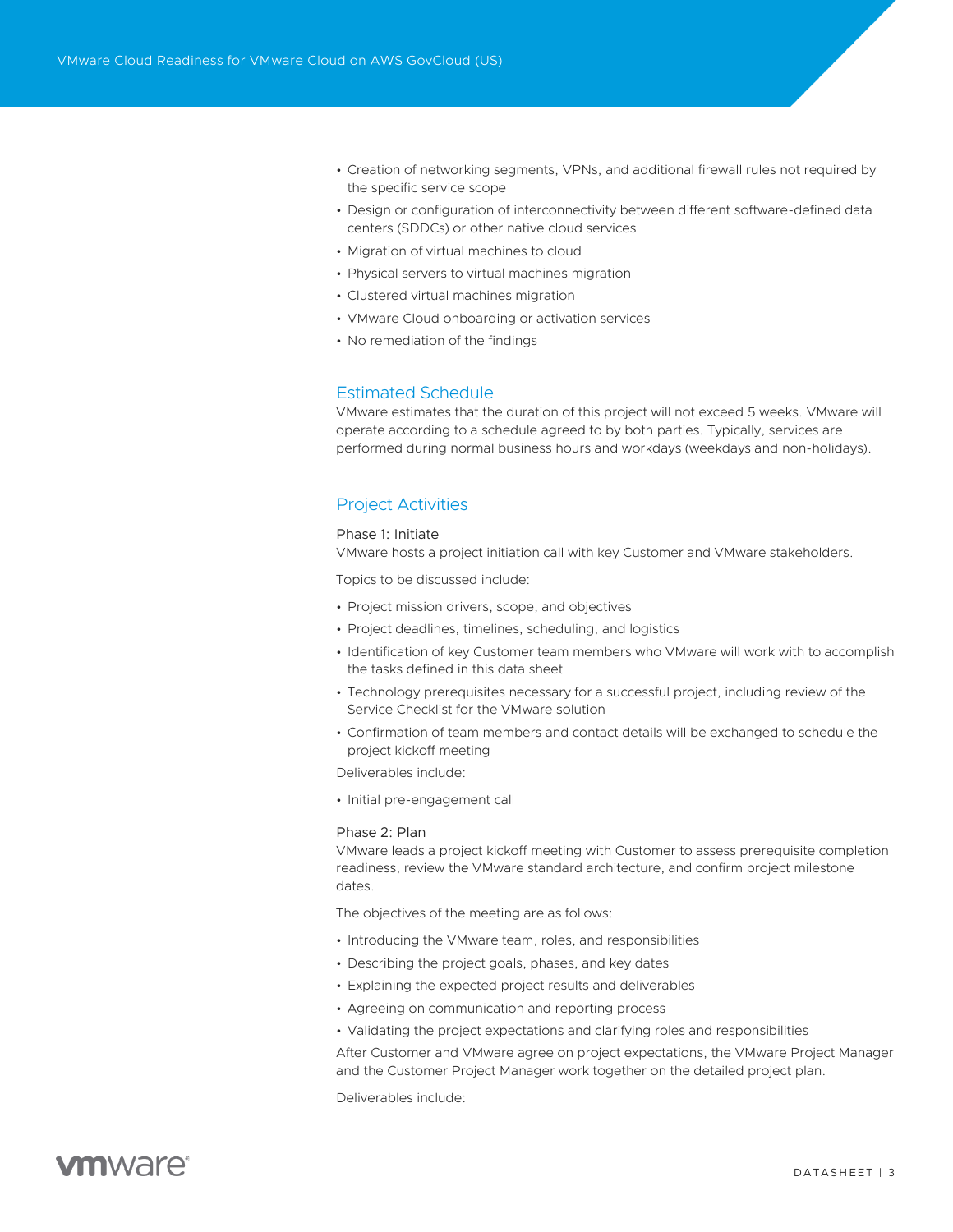- Creation of networking segments, VPNs, and additional firewall rules not required by the specific service scope
- Design or configuration of interconnectivity between different software-defined data centers (SDDCs) or other native cloud services
- Migration of virtual machines to cloud
- Physical servers to virtual machines migration
- Clustered virtual machines migration
- VMware Cloud onboarding or activation services
- No remediation of the findings

## Estimated Schedule

VMware estimates that the duration of this project will not exceed 5 weeks. VMware will operate according to a schedule agreed to by both parties. Typically, services are performed during normal business hours and workdays (weekdays and non-holidays).

## Project Activities

### Phase 1: Initiate

VMware hosts a project initiation call with key Customer and VMware stakeholders.

Topics to be discussed include:

- Project mission drivers, scope, and objectives
- Project deadlines, timelines, scheduling, and logistics
- Identification of key Customer team members who VMware will work with to accomplish the tasks defined in this data sheet
- Technology prerequisites necessary for a successful project, including review of the Service Checklist for the VMware solution
- Confirmation of team members and contact details will be exchanged to schedule the project kickoff meeting

Deliverables include:

- Initial pre-engagement call

### Phase 2: Plan

VMware leads a project kickoff meeting with Customer to assess prerequisite completion readiness, review the VMware standard architecture, and confirm project milestone dates.

The objectives of the meeting are as follows:

- Introducing the VMware team, roles, and responsibilities
- Describing the project goals, phases, and key dates
- Explaining the expected project results and deliverables
- Agreeing on communication and reporting process
- Validating the project expectations and clarifying roles and responsibilities

After Customer and VMware agree on project expectations, the VMware Project Manager and the Customer Project Manager work together on the detailed project plan.

Deliverables include: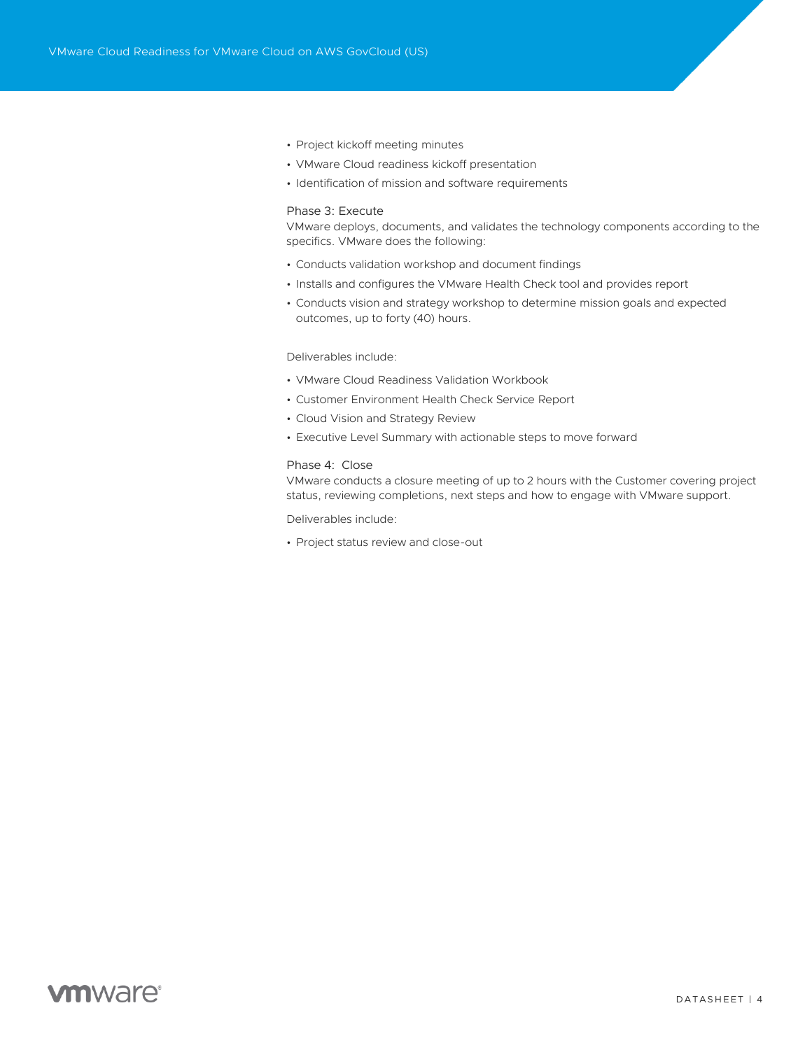- Project kickoff meeting minutes
- VMware Cloud readiness kickoff presentation
- Identification of mission and software requirements

### Phase 3: Execute

VMware deploys, documents, and validates the technology components according to the specifics. VMware does the following:

- Conducts validation workshop and document findings
- Installs and configures the VMware Health Check tool and provides report
- Conducts vision and strategy workshop to determine mission goals and expected outcomes, up to forty (40) hours.

Deliverables include:

- VMware Cloud Readiness Validation Workbook
- Customer Environment Health Check Service Report
- Cloud Vision and Strategy Review
- Executive Level Summary with actionable steps to move forward

### Phase 4: Close

VMware conducts a closure meeting of up to 2 hours with the Customer covering project status, reviewing completions, next steps and how to engage with VMware support.

Deliverables include:

- Project status review and close-out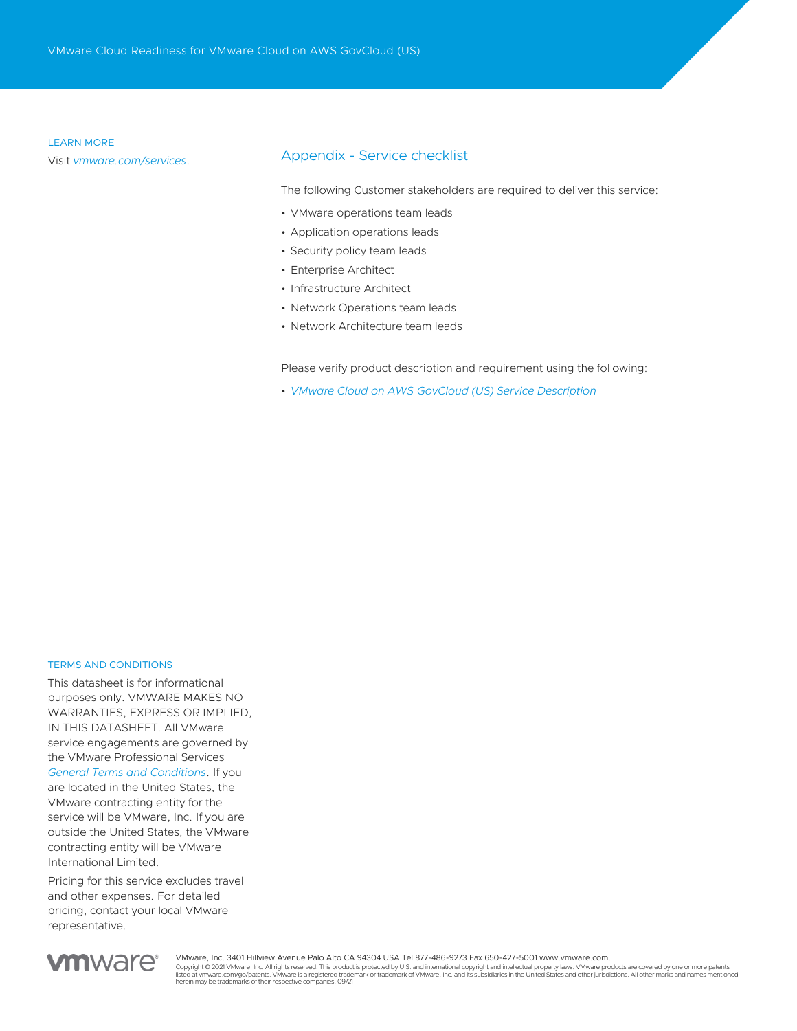LEARN MORE

Visit *vmware.com/services*.

## Appendix - Service checklist

The following Customer stakeholders are required to deliver this service:

- VMware operations team leads
- Application operations leads
- Security policy team leads
- Enterprise Architect
- Infrastructure Architect
- Network Operations team leads
- Network Architecture team leads

Please verify product description and requirement using the following:

- *VMware Cloud on AWS GovCloud (US) Service Description*

TERMS AND CONDITIONS

This datasheet is for informational purposes only. VMWARE MAKES NO WARRANTIES, EXPRESS OR IMPLIED, IN THIS DATASHEET. All VMware service engagements are governed by the VMware Professional Services *General Terms and Conditions*. If you are located in the United States, the VMware contracting entity for the service will be VMware, Inc. If you are outside the United States, the VMware contracting entity will be VMware International Limited.

Pricing for this service excludes travel and other expenses. For detailed pricing, contact your local VMware representative.

VMware, Inc. 3401 Hillview Avenue Palo Alto CA 94304 USA Tel 877-486-9273 Fax 650-427-5001 www.vmware.com.
Copyright © 2021 VMware, Inc. All rights reserved. This product is protected by U.S. and international copyright and intellectual property laws. VMware products are covered by one or more patents listed at vmware.com/go/patents. VMware is a registered trademark or trademark of VMware, Inc. and its subsidiaries in the United States and other jurisdictions. All other marks and names mentioned herein may be trademarks of their respective companies. 09/21